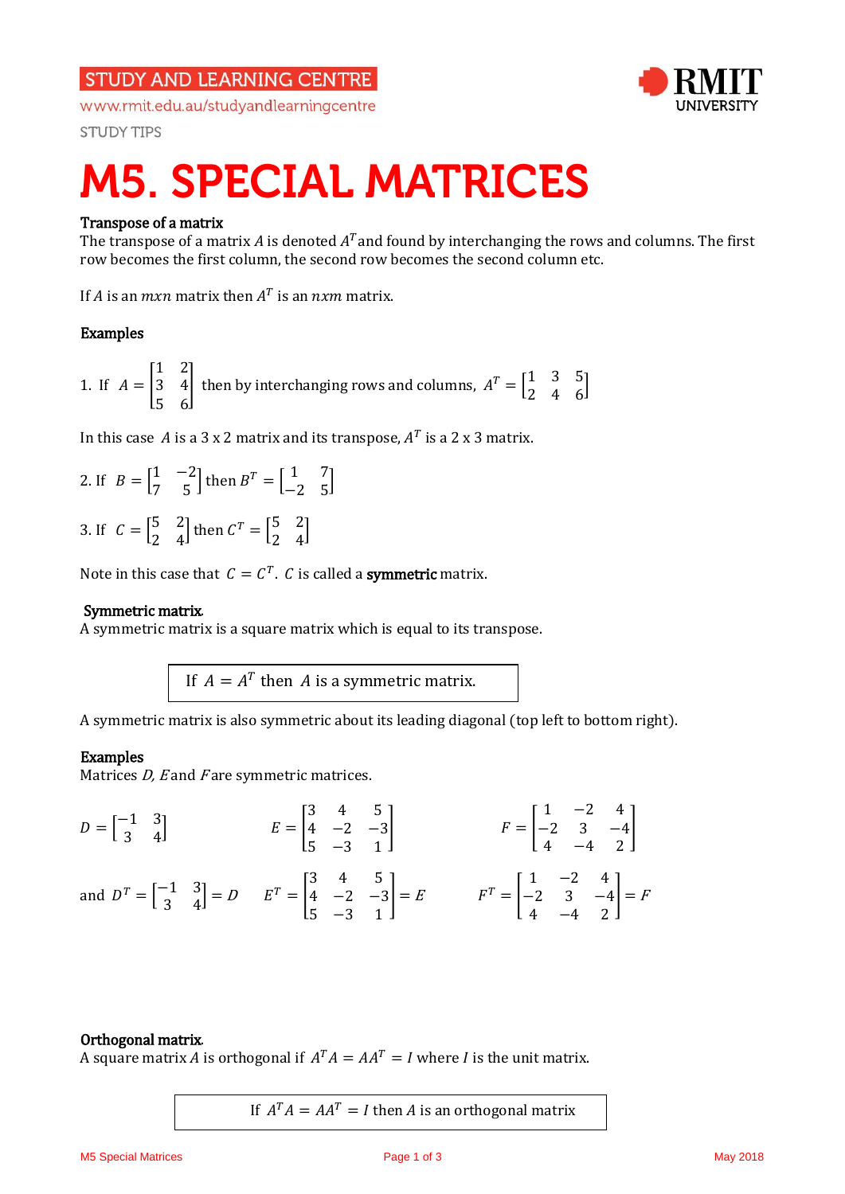STUDY AND LEARNING CENTRE

www.rmit.edu.au/studyandlearningcentre

STUDY TIPS

# M5. SPECIAL MATRICES

**Transpose of a matrix**

The transpose of a matrix $A$ is denoted $A^T$ and found by interchanging the rows and columns. The first row becomes the first column, the second row becomes the second column etc.

If $A$ is an $mxn$ matrix then $A^T$ is an $nxm$ matrix.

**Examples**

1. If $A = \begin{bmatrix} 1 & 2 \\ 3 & 4 \\ 5 & 6 \end{bmatrix}$ then by interchanging rows and columns, $A^T = \begin{bmatrix} 1 & 3 & 5 \\ 2 & 4 & 6 \end{bmatrix}$

In this case $A$ is a 3 x 2 matrix and its transpose, $A^T$ is a 2 x 3 matrix.

2. If $B = \begin{bmatrix} 1 & -2 \\ 7 & 5 \end{bmatrix}$ then $B^T = \begin{bmatrix} 1 & 7 \\ -2 & 5 \end{bmatrix}$

3. If $C = \begin{bmatrix} 5 & 2 \\ 2 & 4 \end{bmatrix}$ then $C^T = \begin{bmatrix} 5 & 2 \\ 2 & 4 \end{bmatrix}$

Note in this case that $C = C^T$. $C$ is called a **symmetric** matrix.

**Symmetric matrix**

A symmetric matrix is a square matrix which is equal to its transpose.

> If $A = A^T$ then $A$ is a symmetric matrix.

A symmetric matrix is also symmetric about its leading diagonal (top left to bottom right).

**Examples**

Matrices $D$, $E$ and $F$ are symmetric matrices.

$$D = \begin{bmatrix} -1 & 3 \\ 3 & 4 \end{bmatrix} \qquad E = \begin{bmatrix} 3 & 4 & 5 \\ 4 & -2 & -3 \\ 5 & -3 & 1 \end{bmatrix} \qquad F = \begin{bmatrix} 1 & -2 & 4 \\ -2 & 3 & -4 \\ 4 & -4 & 2 \end{bmatrix}$$

and $D^T = \begin{bmatrix} -1 & 3 \\ 3 & 4 \end{bmatrix} = D$ $\quad E^T = \begin{bmatrix} 3 & 4 & 5 \\ 4 & -2 & -3 \\ 5 & -3 & 1 \end{bmatrix} = E$ $\quad F^T = \begin{bmatrix} 1 & -2 & 4 \\ -2 & 3 & -4 \\ 4 & -4 & 2 \end{bmatrix} = F$

**Orthogonal matrix**

A square matrix $A$ is orthogonal if $A^T A = AA^T = I$ where $I$ is the unit matrix.

> If $A^T A = AA^T = I$ then $A$ is an orthogonal matrix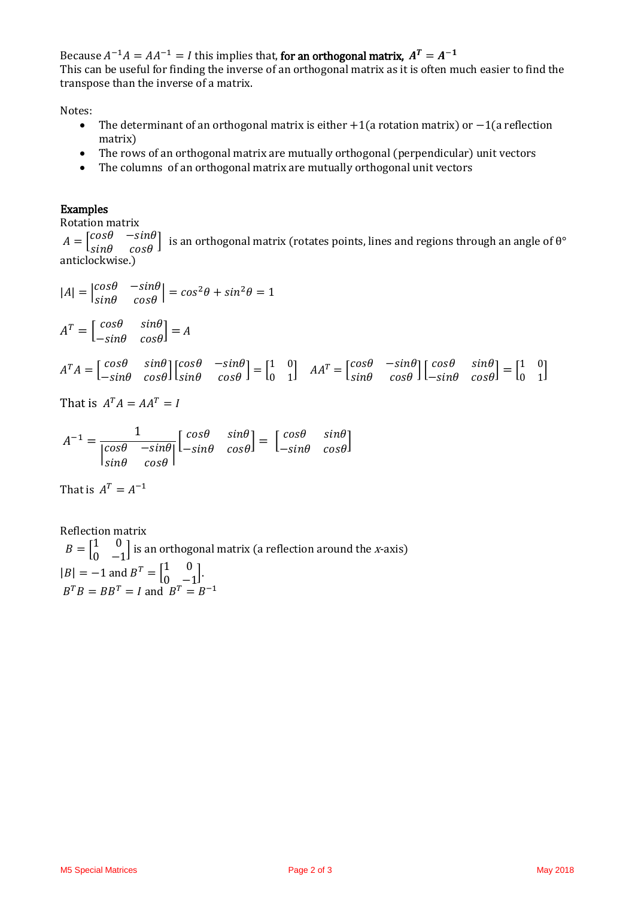Because $A^{-1}A = AA^{-1} = I$ this implies that, **for an orthogonal matrix, $A^T = A^{-1}$**
This can be useful for finding the inverse of an orthogonal matrix as it is often much easier to find the transpose than the inverse of a matrix.

Notes:

- The determinant of an orthogonal matrix is either $+1$(a rotation matrix) or $-1$(a reflection matrix)
- The rows of an orthogonal matrix are mutually orthogonal (perpendicular) unit vectors
- The columns of an orthogonal matrix are mutually orthogonal unit vectors

**Examples**

Rotation matrix

$A = \begin{bmatrix} cos\theta & -sin\theta \\ sin\theta & cos\theta \end{bmatrix}$ is an orthogonal matrix (rotates points, lines and regions through an angle of θ° anticlockwise.)

$$|A| = \begin{vmatrix} cos\theta & -sin\theta \\ sin\theta & cos\theta \end{vmatrix} = cos^2\theta + sin^2\theta = 1$$

$$A^T = \begin{bmatrix} cos\theta & sin\theta \\ -sin\theta & cos\theta \end{bmatrix} = A$$

$$A^T A = \begin{bmatrix} cos\theta & sin\theta \\ -sin\theta & cos\theta \end{bmatrix}\begin{bmatrix} cos\theta & -sin\theta \\ sin\theta & cos\theta \end{bmatrix} = \begin{bmatrix} 1 & 0 \\ 0 & 1 \end{bmatrix} \quad AA^T = \begin{bmatrix} cos\theta & -sin\theta \\ sin\theta & cos\theta \end{bmatrix}\begin{bmatrix} cos\theta & sin\theta \\ -sin\theta & cos\theta \end{bmatrix} = \begin{bmatrix} 1 & 0 \\ 0 & 1 \end{bmatrix}$$

That is $A^T A = AA^T = I$

$$A^{-1} = \frac{1}{\begin{vmatrix} cos\theta & -sin\theta \\ sin\theta & cos\theta \end{vmatrix}}\begin{bmatrix} cos\theta & sin\theta \\ -sin\theta & cos\theta \end{bmatrix} = \begin{bmatrix} cos\theta & sin\theta \\ -sin\theta & cos\theta \end{bmatrix}$$

That is $A^T = A^{-1}$

Reflection matrix

$B = \begin{bmatrix} 1 & 0 \\ 0 & -1 \end{bmatrix}$ is an orthogonal matrix (a reflection around the *x*-axis)
$|B| = -1$ and $B^T = \begin{bmatrix} 1 & 0 \\ 0 & -1 \end{bmatrix}$.
$B^T B = BB^T = I$ and $B^T = B^{-1}$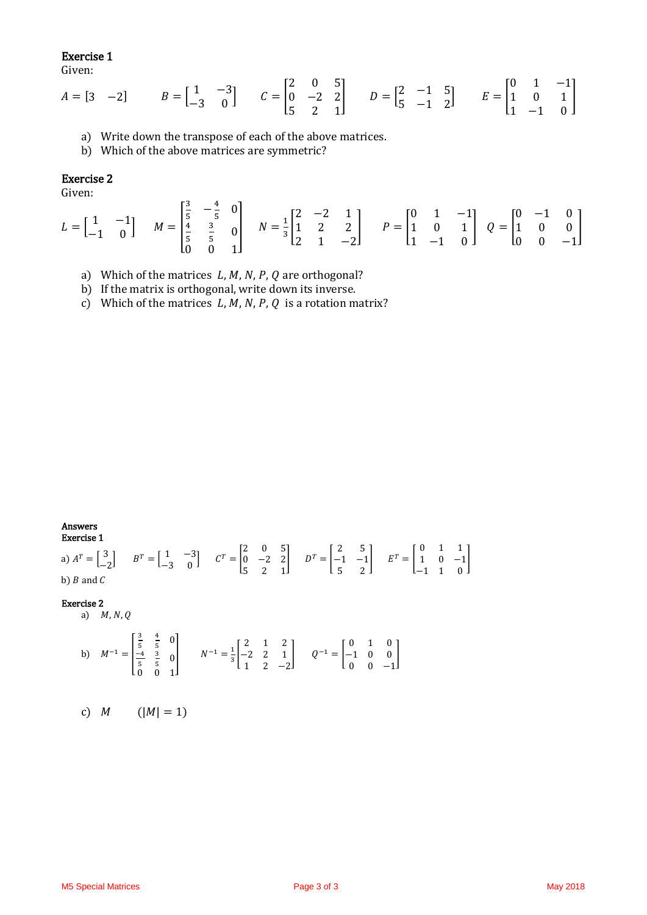### Exercise 1

Given:

$$A = \begin{bmatrix} 3 & -2 \end{bmatrix} \qquad B = \begin{bmatrix} 1 & -3 \\ -3 & 0 \end{bmatrix} \qquad C = \begin{bmatrix} 2 & 0 & 5 \\ 0 & -2 & 2 \\ 5 & 2 & 1 \end{bmatrix} \qquad D = \begin{bmatrix} 2 & -1 & 5 \\ 5 & -1 & 2 \end{bmatrix} \qquad E = \begin{bmatrix} 0 & 1 & -1 \\ 1 & 0 & 1 \\ 1 & -1 & 0 \end{bmatrix}$$

a) Write down the transpose of each of the above matrices.

b) Which of the above matrices are symmetric?

### Exercise 2

Given:

$$L = \begin{bmatrix} 1 & -1 \\ -1 & 0 \end{bmatrix} \quad M = \begin{bmatrix} \frac{3}{5} & -\frac{4}{5} & 0 \\ \frac{4}{5} & \frac{3}{5} & 0 \\ 0 & 0 & 1 \end{bmatrix} \quad N = \frac{1}{3}\begin{bmatrix} 2 & -2 & 1 \\ 1 & 2 & 2 \\ 2 & 1 & -2 \end{bmatrix} \quad P = \begin{bmatrix} 0 & 1 & -1 \\ 1 & 0 & 1 \\ 1 & -1 & 0 \end{bmatrix} \quad Q = \begin{bmatrix} 0 & -1 & 0 \\ 1 & 0 & 0 \\ 0 & 0 & -1 \end{bmatrix}$$

a) Which of the matrices $L, M, N, P, Q$ are orthogonal?

b) If the matrix is orthogonal, write down its inverse.

c) Which of the matrices $L, M, N, P, Q$ is a rotation matrix?

#### Answers

**Exercise 1**

a) $A^T = \begin{bmatrix} 3 \\ -2 \end{bmatrix} \quad B^T = \begin{bmatrix} 1 & -3 \\ -3 & 0 \end{bmatrix} \quad C^T = \begin{bmatrix} 2 & 0 & 5 \\ 0 & -2 & 2 \\ 5 & 2 & 1 \end{bmatrix} \quad D^T = \begin{bmatrix} 2 & 5 \\ -1 & -1 \\ 5 & 2 \end{bmatrix} \quad E^T = \begin{bmatrix} 0 & 1 & 1 \\ 1 & 0 & -1 \\ -1 & 1 & 0 \end{bmatrix}$

b) $B$ and $C$

**Exercise 2**

a) $M, N, Q$

b) $M^{-1} = \begin{bmatrix} \frac{3}{5} & \frac{4}{5} & 0 \\ \frac{-4}{5} & \frac{3}{5} & 0 \\ 0 & 0 & 1 \end{bmatrix} \qquad N^{-1} = \frac{1}{3}\begin{bmatrix} 2 & 1 & 2 \\ -2 & 2 & 1 \\ 1 & 2 & -2 \end{bmatrix} \qquad Q^{-1} = \begin{bmatrix} 0 & 1 & 0 \\ -1 & 0 & 0 \\ 0 & 0 & -1 \end{bmatrix}$

c) $M \qquad (|M| = 1)$